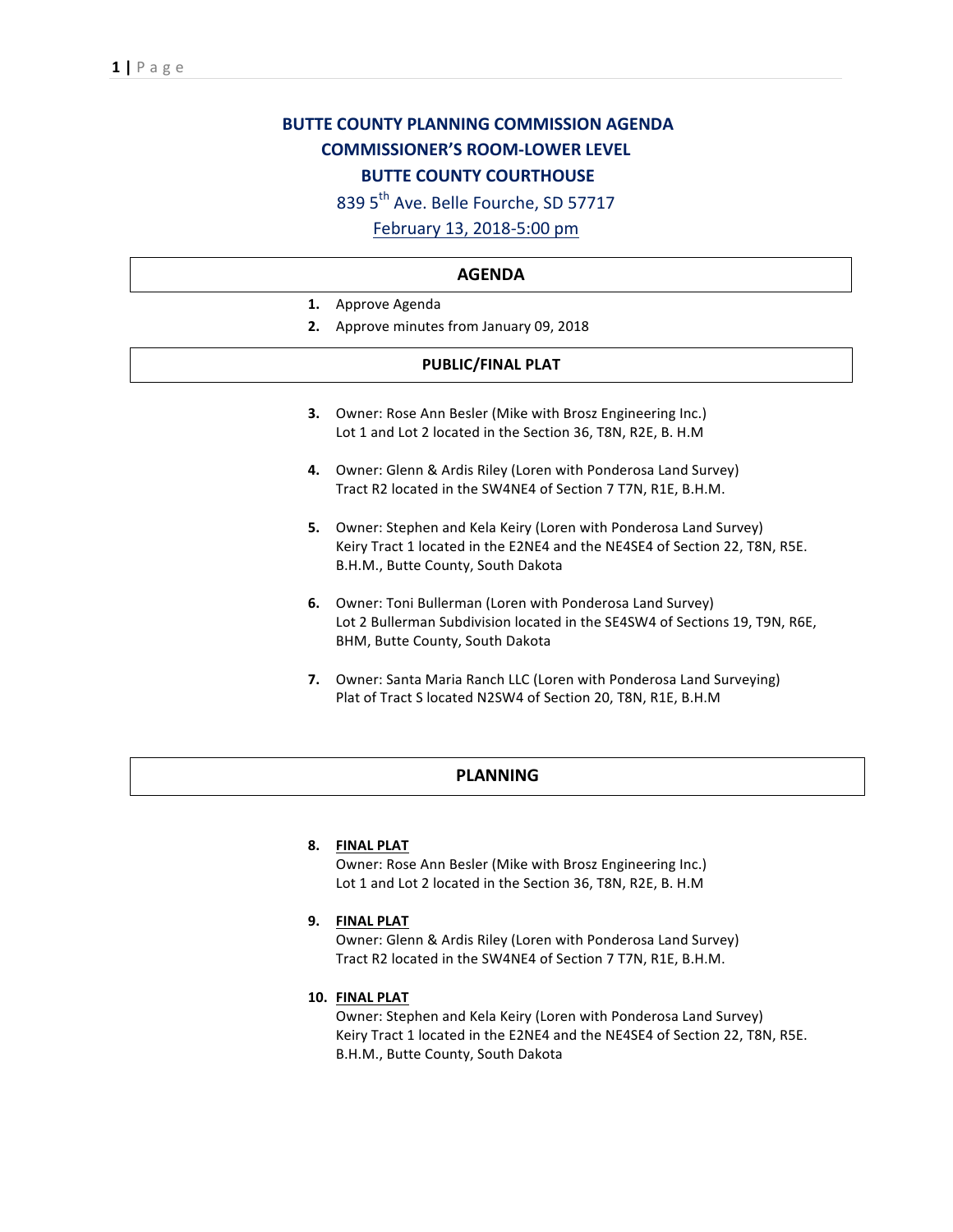# BUTTE COUNTY PLANNING COMMISSION AGENDA

## COMMISSIONER'S ROOM-LOWER LEVEL

## BUTTE COUNTY COURTHOUSE

839 5th Ave. Belle Fourche, SD 57717

February 13, 2018-5:00 pm

## AGENDA

1. Approve Agenda
2. Approve minutes from January 09, 2018

## PUBLIC/FINAL PLAT

3. Owner: Rose Ann Besler (Mike with Brosz Engineering Inc.)
   Lot 1 and Lot 2 located in the Section 36, T8N, R2E, B. H.M

4. Owner: Glenn & Ardis Riley (Loren with Ponderosa Land Survey)
   Tract R2 located in the SW4NE4 of Section 7 T7N, R1E, B.H.M.

5. Owner: Stephen and Kela Keiry (Loren with Ponderosa Land Survey)
   Keiry Tract 1 located in the E2NE4 and the NE4SE4 of Section 22, T8N, R5E. B.H.M., Butte County, South Dakota

6. Owner: Toni Bullerman (Loren with Ponderosa Land Survey)
   Lot 2 Bullerman Subdivision located in the SE4SW4 of Sections 19, T9N, R6E, BHM, Butte County, South Dakota

7. Owner: Santa Maria Ranch LLC (Loren with Ponderosa Land Surveying)
   Plat of Tract S located N2SW4 of Section 20, T8N, R1E, B.H.M

## PLANNING

8. **FINAL PLAT**
   Owner: Rose Ann Besler (Mike with Brosz Engineering Inc.)
   Lot 1 and Lot 2 located in the Section 36, T8N, R2E, B. H.M

9. **FINAL PLAT**
   Owner: Glenn & Ardis Riley (Loren with Ponderosa Land Survey)
   Tract R2 located in the SW4NE4 of Section 7 T7N, R1E, B.H.M.

10. **FINAL PLAT**
    Owner: Stephen and Kela Keiry (Loren with Ponderosa Land Survey)
    Keiry Tract 1 located in the E2NE4 and the NE4SE4 of Section 22, T8N, R5E. B.H.M., Butte County, South Dakota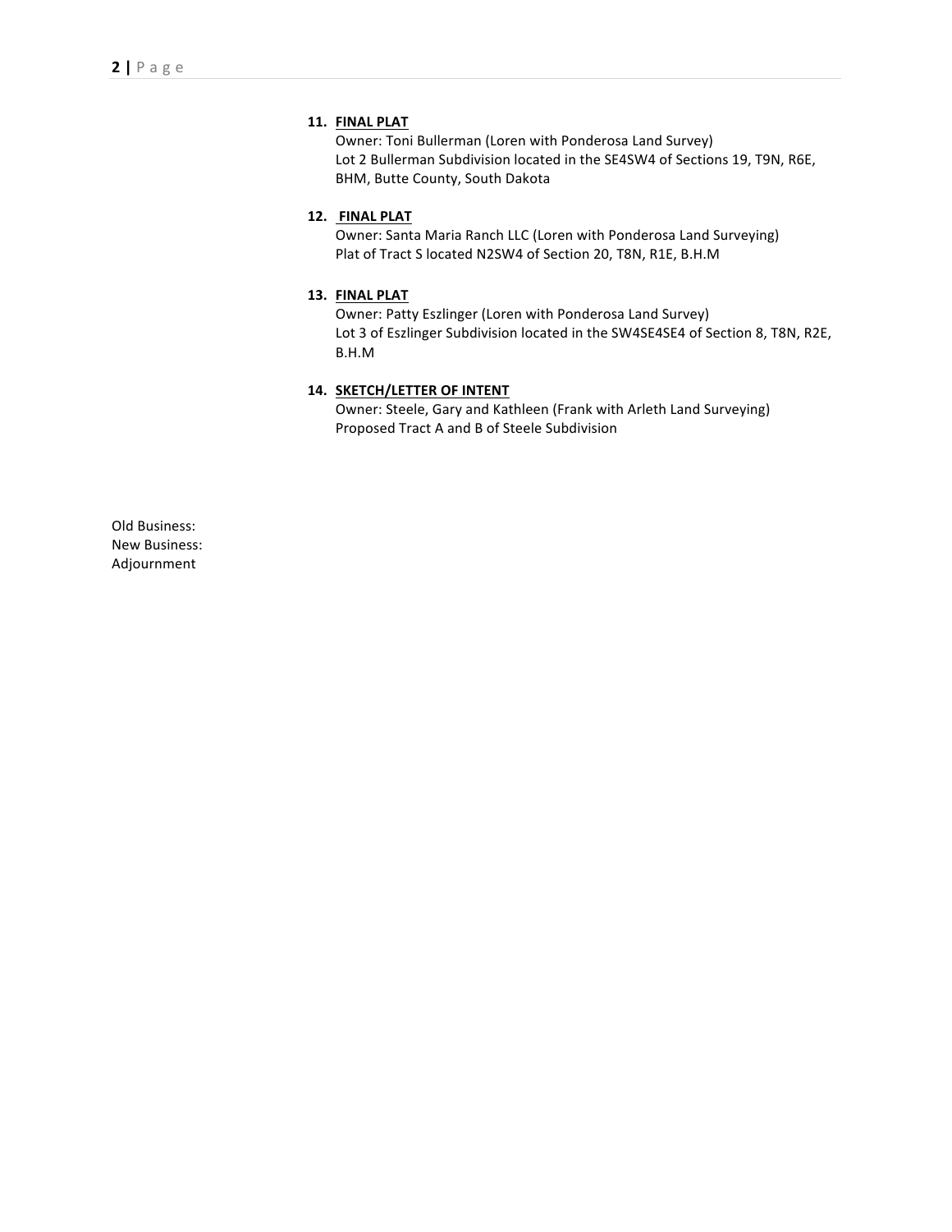11. **FINAL PLAT**
    Owner: Toni Bullerman (Loren with Ponderosa Land Survey)
    Lot 2 Bullerman Subdivision located in the SE4SW4 of Sections 19, T9N, R6E, BHM, Butte County, South Dakota

12. **FINAL PLAT**
    Owner: Santa Maria Ranch LLC (Loren with Ponderosa Land Surveying)
    Plat of Tract S located N2SW4 of Section 20, T8N, R1E, B.H.M

13. **FINAL PLAT**
    Owner: Patty Eszlinger (Loren with Ponderosa Land Survey)
    Lot 3 of Eszlinger Subdivision located in the SW4SE4SE4 of Section 8, T8N, R2E, B.H.M

14. **SKETCH/LETTER OF INTENT**
    Owner: Steele, Gary and Kathleen (Frank with Arleth Land Surveying)
    Proposed Tract A and B of Steele Subdivision

Old Business:
New Business:
Adjournment